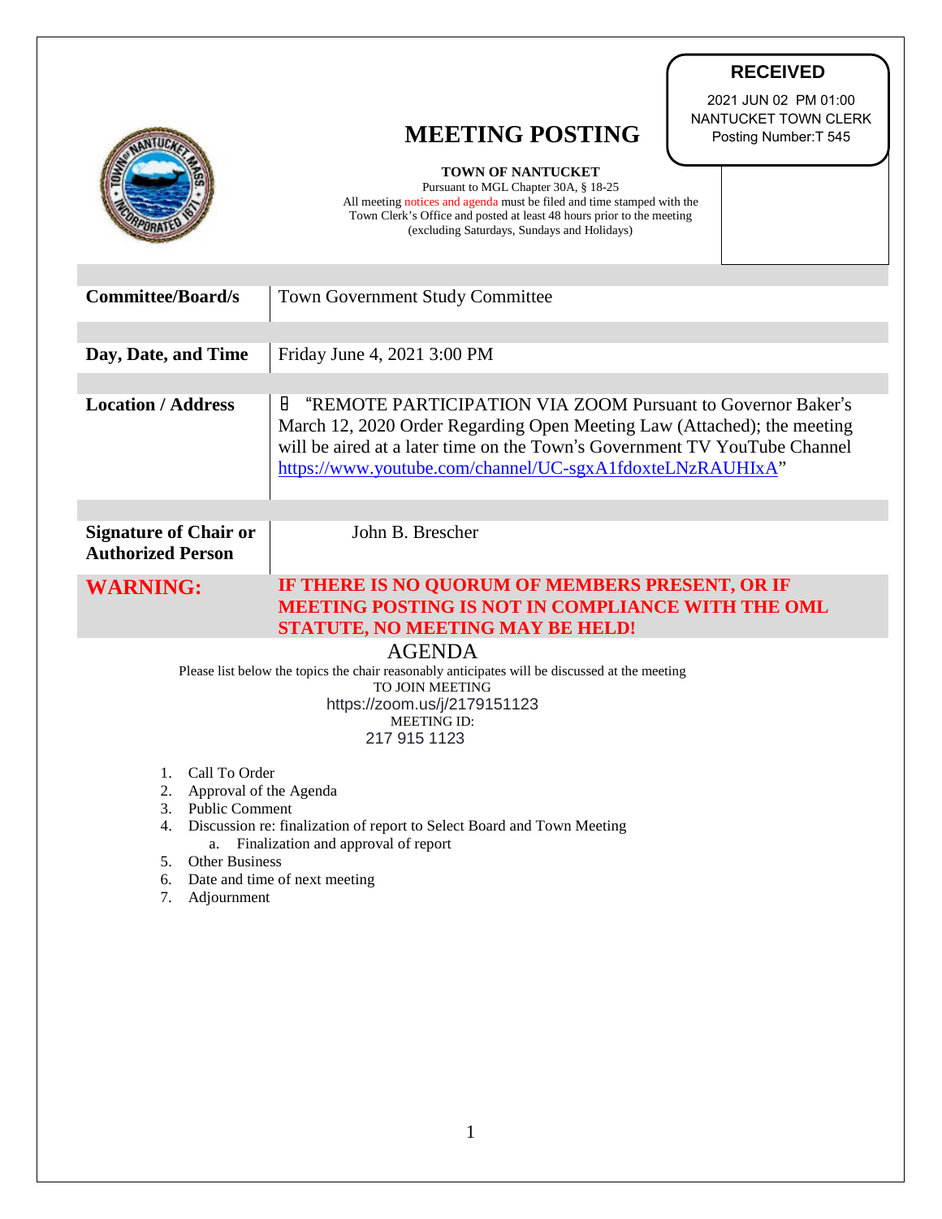**RECEIVED**

2021 JUN 02 PM 01:00
NANTUCKET TOWN CLERK
Posting Number:T 545

# MEETING POSTING

**TOWN OF NANTUCKET**
Pursuant to MGL Chapter 30A, § 18-25
All meeting notices and agenda must be filed and time stamped with the Town Clerk's Office and posted at least 48 hours prior to the meeting (excluding Saturdays, Sundays and Holidays)

| | |
|---|---|
| **Committee/Board/s** | Town Government Study Committee |
| **Day, Date, and Time** | Friday June 4, 2021 3:00 PM |
| **Location / Address** | "REMOTE PARTICIPATION VIA ZOOM Pursuant to Governor Baker's March 12, 2020 Order Regarding Open Meeting Law (Attached); the meeting will be aired at a later time on the Town's Government TV YouTube Channel https://www.youtube.com/channel/UC-sgxA1fdoxteLNzRAUHIxA" |
| **Signature of Chair or Authorized Person** | John B. Brescher |
| **WARNING:** | **IF THERE IS NO QUORUM OF MEMBERS PRESENT, OR IF MEETING POSTING IS NOT IN COMPLIANCE WITH THE OML STATUTE, NO MEETING MAY BE HELD!** |

## AGENDA

Please list below the topics the chair reasonably anticipates will be discussed at the meeting

TO JOIN MEETING
https://zoom.us/j/2179151123
MEETING ID:
217 915 1123

1. Call To Order
2. Approval of the Agenda
3. Public Comment
4. Discussion re: finalization of report to Select Board and Town Meeting
   a. Finalization and approval of report
5. Other Business
6. Date and time of next meeting
7. Adjournment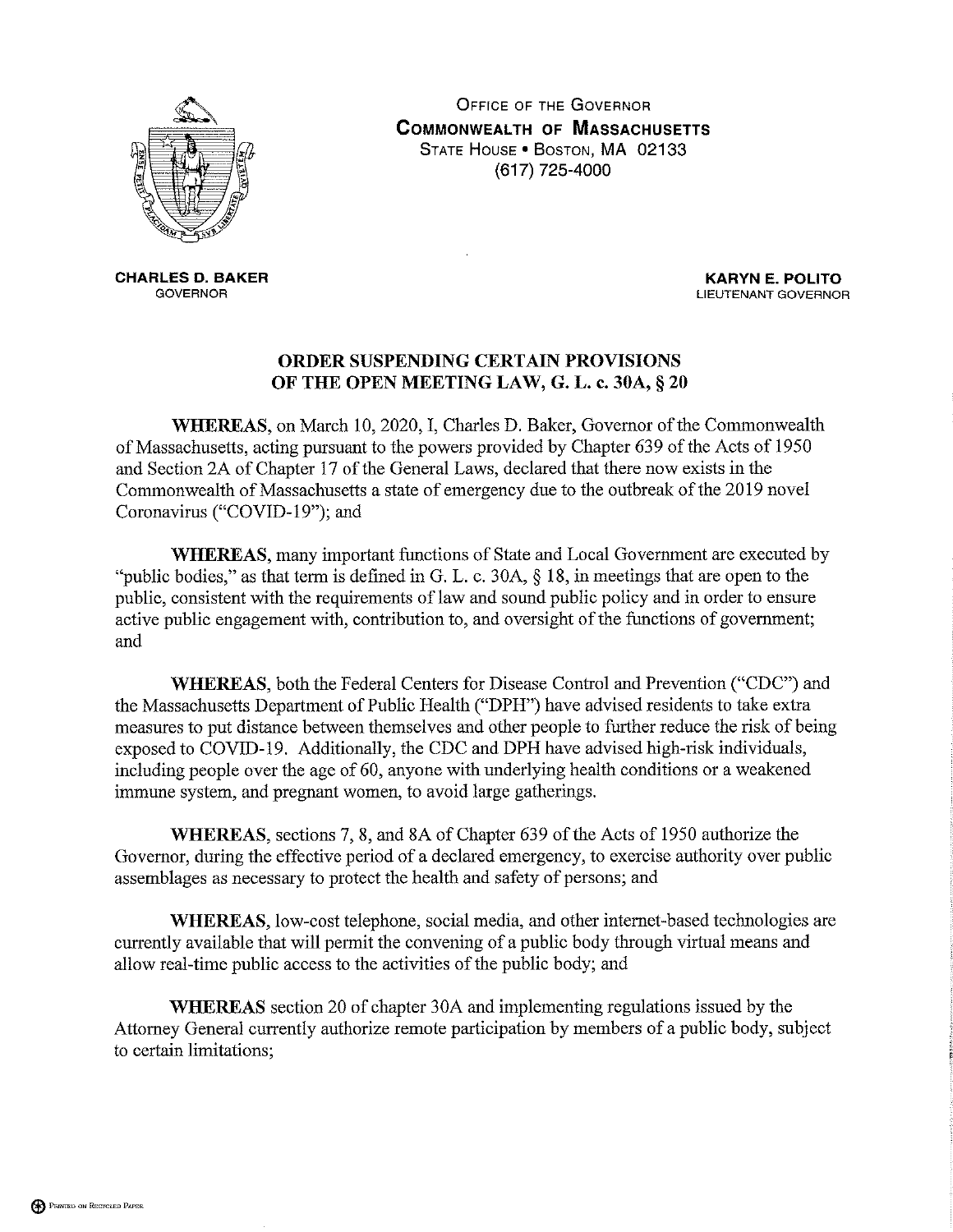OFFICE OF THE GOVERNOR
**COMMONWEALTH OF MASSACHUSETTS**
STATE HOUSE • BOSTON, MA 02133
(617) 725-4000

**CHARLES D. BAKER**
GOVERNOR

**KARYN E. POLITO**
LIEUTENANT GOVERNOR

## ORDER SUSPENDING CERTAIN PROVISIONS OF THE OPEN MEETING LAW, G. L. c. 30A, § 20

**WHEREAS**, on March 10, 2020, I, Charles D. Baker, Governor of the Commonwealth of Massachusetts, acting pursuant to the powers provided by Chapter 639 of the Acts of 1950 and Section 2A of Chapter 17 of the General Laws, declared that there now exists in the Commonwealth of Massachusetts a state of emergency due to the outbreak of the 2019 novel Coronavirus ("COVID-19"); and

**WHEREAS**, many important functions of State and Local Government are executed by "public bodies," as that term is defined in G. L. c. 30A, § 18, in meetings that are open to the public, consistent with the requirements of law and sound public policy and in order to ensure active public engagement with, contribution to, and oversight of the functions of government; and

**WHEREAS**, both the Federal Centers for Disease Control and Prevention ("CDC") and the Massachusetts Department of Public Health ("DPH") have advised residents to take extra measures to put distance between themselves and other people to further reduce the risk of being exposed to COVID-19. Additionally, the CDC and DPH have advised high-risk individuals, including people over the age of 60, anyone with underlying health conditions or a weakened immune system, and pregnant women, to avoid large gatherings.

**WHEREAS**, sections 7, 8, and 8A of Chapter 639 of the Acts of 1950 authorize the Governor, during the effective period of a declared emergency, to exercise authority over public assemblages as necessary to protect the health and safety of persons; and

**WHEREAS**, low-cost telephone, social media, and other internet-based technologies are currently available that will permit the convening of a public body through virtual means and allow real-time public access to the activities of the public body; and

**WHEREAS** section 20 of chapter 30A and implementing regulations issued by the Attorney General currently authorize remote participation by members of a public body, subject to certain limitations;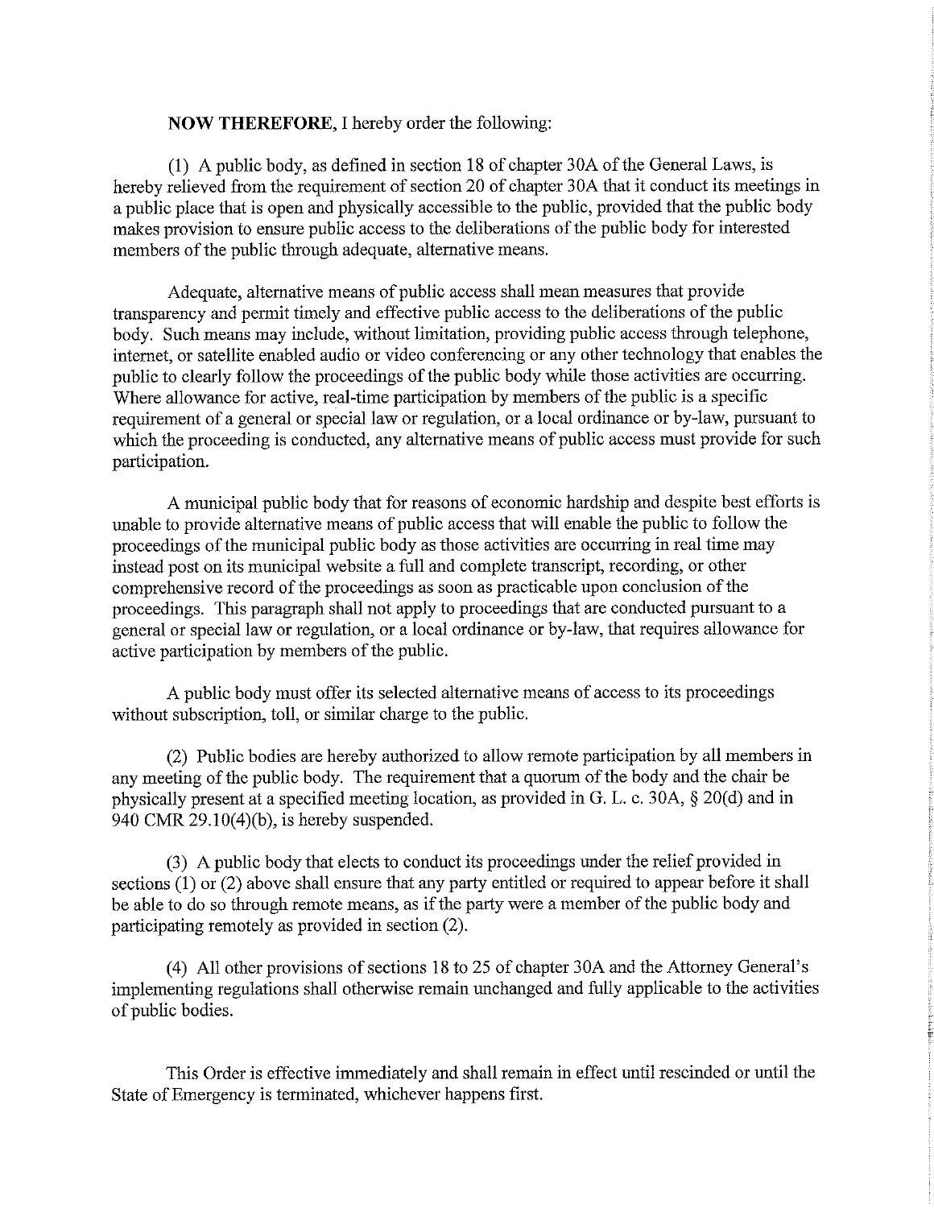**NOW THEREFORE**, I hereby order the following:

(1) A public body, as defined in section 18 of chapter 30A of the General Laws, is hereby relieved from the requirement of section 20 of chapter 30A that it conduct its meetings in a public place that is open and physically accessible to the public, provided that the public body makes provision to ensure public access to the deliberations of the public body for interested members of the public through adequate, alternative means.

Adequate, alternative means of public access shall mean measures that provide transparency and permit timely and effective public access to the deliberations of the public body. Such means may include, without limitation, providing public access through telephone, internet, or satellite enabled audio or video conferencing or any other technology that enables the public to clearly follow the proceedings of the public body while those activities are occurring. Where allowance for active, real-time participation by members of the public is a specific requirement of a general or special law or regulation, or a local ordinance or by-law, pursuant to which the proceeding is conducted, any alternative means of public access must provide for such participation.

A municipal public body that for reasons of economic hardship and despite best efforts is unable to provide alternative means of public access that will enable the public to follow the proceedings of the municipal public body as those activities are occurring in real time may instead post on its municipal website a full and complete transcript, recording, or other comprehensive record of the proceedings as soon as practicable upon conclusion of the proceedings. This paragraph shall not apply to proceedings that are conducted pursuant to a general or special law or regulation, or a local ordinance or by-law, that requires allowance for active participation by members of the public.

A public body must offer its selected alternative means of access to its proceedings without subscription, toll, or similar charge to the public.

(2) Public bodies are hereby authorized to allow remote participation by all members in any meeting of the public body. The requirement that a quorum of the body and the chair be physically present at a specified meeting location, as provided in G. L. c. 30A, § 20(d) and in 940 CMR 29.10(4)(b), is hereby suspended.

(3) A public body that elects to conduct its proceedings under the relief provided in sections (1) or (2) above shall ensure that any party entitled or required to appear before it shall be able to do so through remote means, as if the party were a member of the public body and participating remotely as provided in section (2).

(4) All other provisions of sections 18 to 25 of chapter 30A and the Attorney General's implementing regulations shall otherwise remain unchanged and fully applicable to the activities of public bodies.

This Order is effective immediately and shall remain in effect until rescinded or until the State of Emergency is terminated, whichever happens first.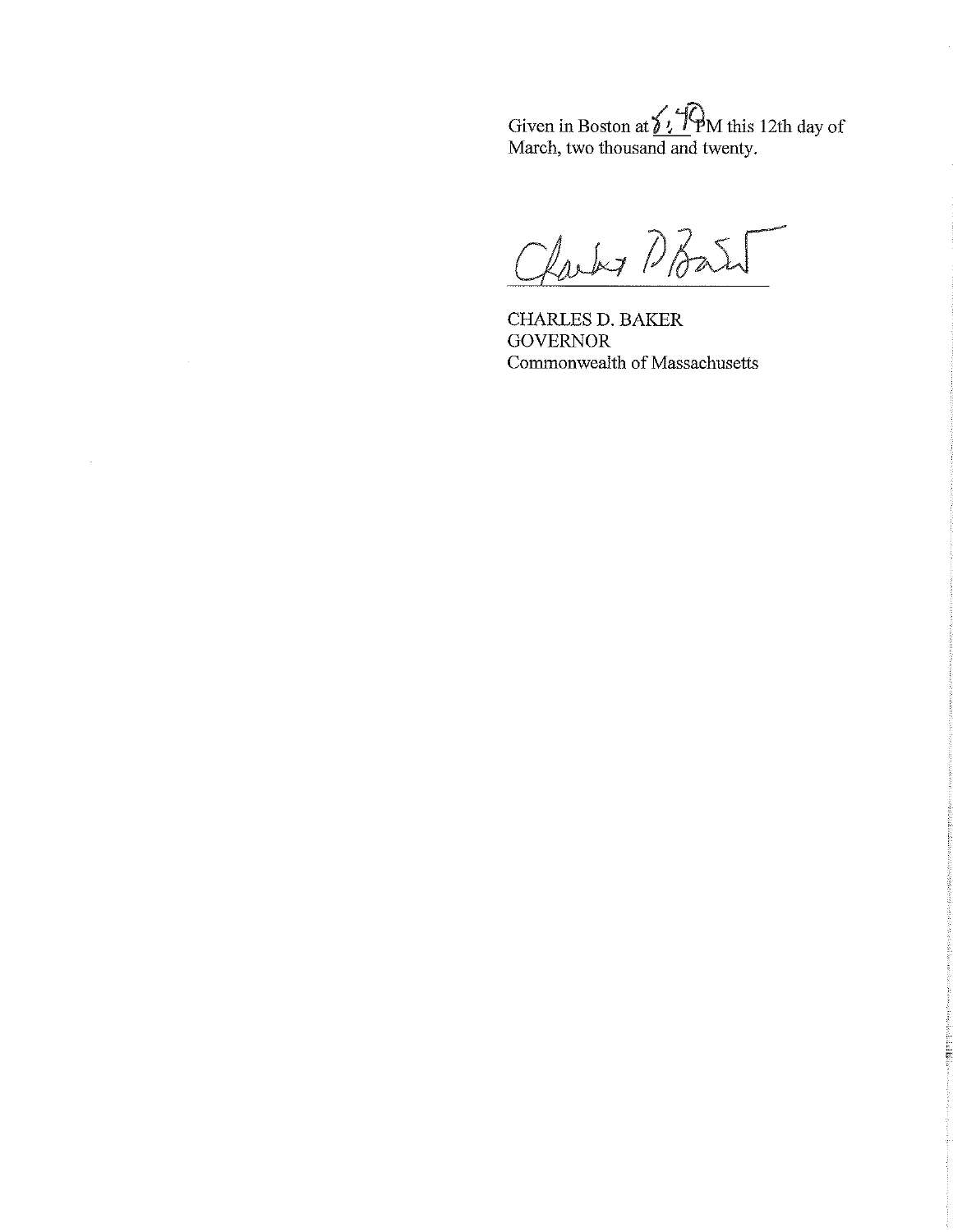Given in Boston at 5:40 PM this 12th day of March, two thousand and twenty.

Charles D. Baker

CHARLES D. BAKER
GOVERNOR
Commonwealth of Massachusetts